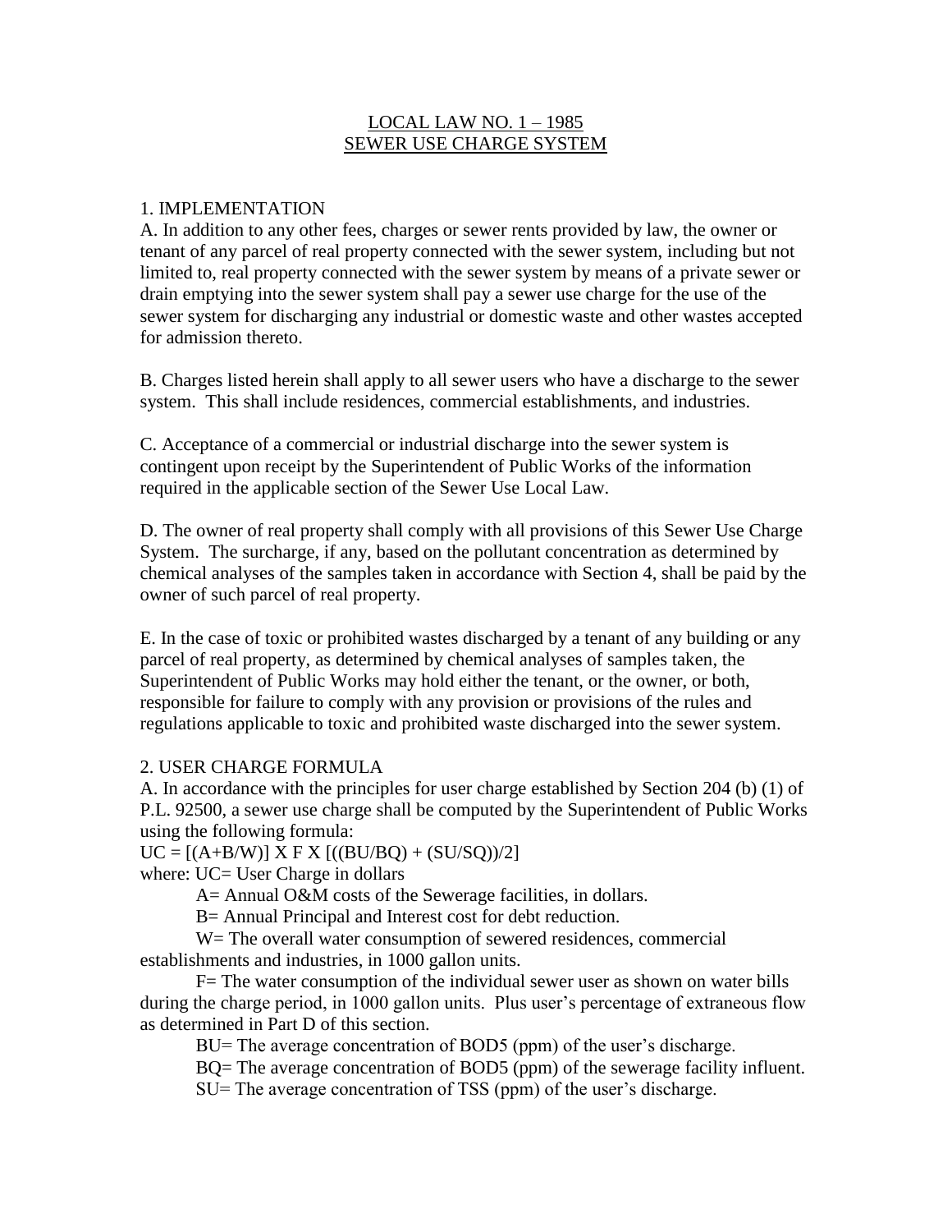# LOCAL LAW NO. 1 – 1985
# SEWER USE CHARGE SYSTEM

## 1. IMPLEMENTATION

A. In addition to any other fees, charges or sewer rents provided by law, the owner or tenant of any parcel of real property connected with the sewer system, including but not limited to, real property connected with the sewer system by means of a private sewer or drain emptying into the sewer system shall pay a sewer use charge for the use of the sewer system for discharging any industrial or domestic waste and other wastes accepted for admission thereto.

B. Charges listed herein shall apply to all sewer users who have a discharge to the sewer system. This shall include residences, commercial establishments, and industries.

C. Acceptance of a commercial or industrial discharge into the sewer system is contingent upon receipt by the Superintendent of Public Works of the information required in the applicable section of the Sewer Use Local Law.

D. The owner of real property shall comply with all provisions of this Sewer Use Charge System. The surcharge, if any, based on the pollutant concentration as determined by chemical analyses of the samples taken in accordance with Section 4, shall be paid by the owner of such parcel of real property.

E. In the case of toxic or prohibited wastes discharged by a tenant of any building or any parcel of real property, as determined by chemical analyses of samples taken, the Superintendent of Public Works may hold either the tenant, or the owner, or both, responsible for failure to comply with any provision or provisions of the rules and regulations applicable to toxic and prohibited waste discharged into the sewer system.

## 2. USER CHARGE FORMULA

A. In accordance with the principles for user charge established by Section 204 (b) (1) of P.L. 92500, a sewer use charge shall be computed by the Superintendent of Public Works using the following formula:

$$UC = [(A+B/W)] \times F \times [((BU/BQ) + (SU/SQ))/2]$$

where: UC= User Charge in dollars

A= Annual O&M costs of the Sewerage facilities, in dollars.

B= Annual Principal and Interest cost for debt reduction.

W= The overall water consumption of sewered residences, commercial establishments and industries, in 1000 gallon units.

F= The water consumption of the individual sewer user as shown on water bills during the charge period, in 1000 gallon units. Plus user's percentage of extraneous flow as determined in Part D of this section.

BU= The average concentration of $BOD_5$ (ppm) of the user's discharge.

BQ= The average concentration of $BOD_5$ (ppm) of the sewerage facility influent.

SU= The average concentration of TSS (ppm) of the user's discharge.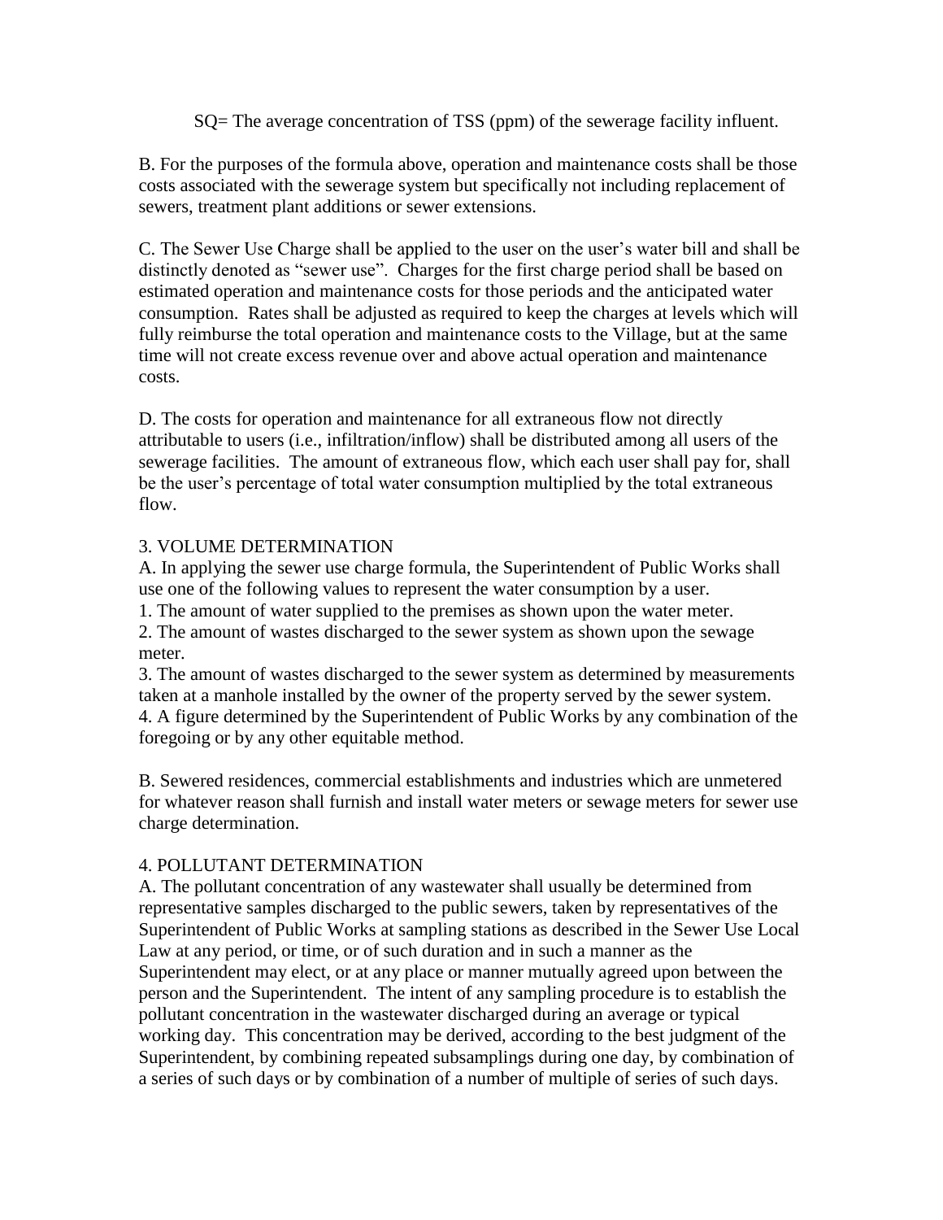SQ= The average concentration of TSS (ppm) of the sewerage facility influent.

B. For the purposes of the formula above, operation and maintenance costs shall be those costs associated with the sewerage system but specifically not including replacement of sewers, treatment plant additions or sewer extensions.

C. The Sewer Use Charge shall be applied to the user on the user's water bill and shall be distinctly denoted as "sewer use". Charges for the first charge period shall be based on estimated operation and maintenance costs for those periods and the anticipated water consumption. Rates shall be adjusted as required to keep the charges at levels which will fully reimburse the total operation and maintenance costs to the Village, but at the same time will not create excess revenue over and above actual operation and maintenance costs.

D. The costs for operation and maintenance for all extraneous flow not directly attributable to users (i.e., infiltration/inflow) shall be distributed among all users of the sewerage facilities. The amount of extraneous flow, which each user shall pay for, shall be the user's percentage of total water consumption multiplied by the total extraneous flow.

3. VOLUME DETERMINATION

A. In applying the sewer use charge formula, the Superintendent of Public Works shall use one of the following values to represent the water consumption by a user.

1. The amount of water supplied to the premises as shown upon the water meter.
2. The amount of wastes discharged to the sewer system as shown upon the sewage meter.
3. The amount of wastes discharged to the sewer system as determined by measurements taken at a manhole installed by the owner of the property served by the sewer system.
4. A figure determined by the Superintendent of Public Works by any combination of the foregoing or by any other equitable method.

B. Sewered residences, commercial establishments and industries which are unmetered for whatever reason shall furnish and install water meters or sewage meters for sewer use charge determination.

4. POLLUTANT DETERMINATION

A. The pollutant concentration of any wastewater shall usually be determined from representative samples discharged to the public sewers, taken by representatives of the Superintendent of Public Works at sampling stations as described in the Sewer Use Local Law at any period, or time, or of such duration and in such a manner as the Superintendent may elect, or at any place or manner mutually agreed upon between the person and the Superintendent. The intent of any sampling procedure is to establish the pollutant concentration in the wastewater discharged during an average or typical working day. This concentration may be derived, according to the best judgment of the Superintendent, by combining repeated subsamplings during one day, by combination of a series of such days or by combination of a number of multiple of series of such days.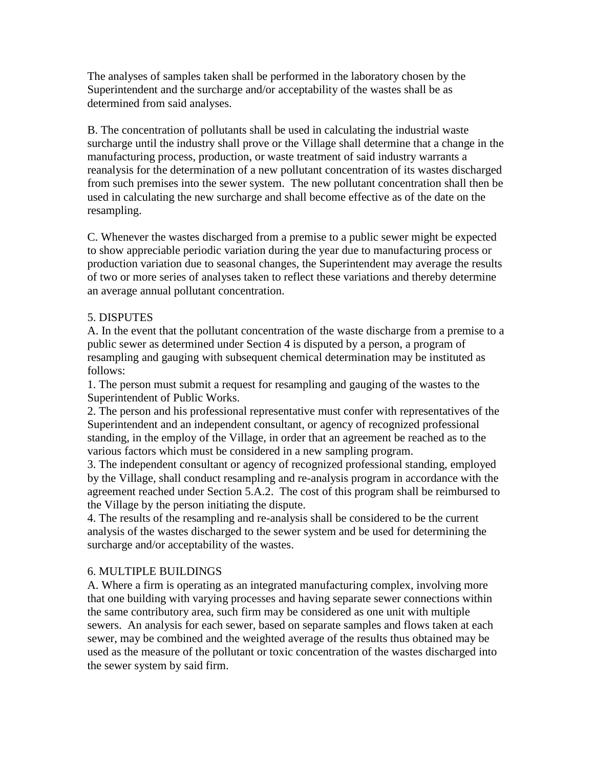The analyses of samples taken shall be performed in the laboratory chosen by the Superintendent and the surcharge and/or acceptability of the wastes shall be as determined from said analyses.

B. The concentration of pollutants shall be used in calculating the industrial waste surcharge until the industry shall prove or the Village shall determine that a change in the manufacturing process, production, or waste treatment of said industry warrants a reanalysis for the determination of a new pollutant concentration of its wastes discharged from such premises into the sewer system. The new pollutant concentration shall then be used in calculating the new surcharge and shall become effective as of the date on the resampling.

C. Whenever the wastes discharged from a premise to a public sewer might be expected to show appreciable periodic variation during the year due to manufacturing process or production variation due to seasonal changes, the Superintendent may average the results of two or more series of analyses taken to reflect these variations and thereby determine an average annual pollutant concentration.

5. DISPUTES

A. In the event that the pollutant concentration of the waste discharge from a premise to a public sewer as determined under Section 4 is disputed by a person, a program of resampling and gauging with subsequent chemical determination may be instituted as follows:

1. The person must submit a request for resampling and gauging of the wastes to the Superintendent of Public Works.
2. The person and his professional representative must confer with representatives of the Superintendent and an independent consultant, or agency of recognized professional standing, in the employ of the Village, in order that an agreement be reached as to the various factors which must be considered in a new sampling program.
3. The independent consultant or agency of recognized professional standing, employed by the Village, shall conduct resampling and re-analysis program in accordance with the agreement reached under Section 5.A.2. The cost of this program shall be reimbursed to the Village by the person initiating the dispute.
4. The results of the resampling and re-analysis shall be considered to be the current analysis of the wastes discharged to the sewer system and be used for determining the surcharge and/or acceptability of the wastes.

6. MULTIPLE BUILDINGS

A. Where a firm is operating as an integrated manufacturing complex, involving more that one building with varying processes and having separate sewer connections within the same contributory area, such firm may be considered as one unit with multiple sewers. An analysis for each sewer, based on separate samples and flows taken at each sewer, may be combined and the weighted average of the results thus obtained may be used as the measure of the pollutant or toxic concentration of the wastes discharged into the sewer system by said firm.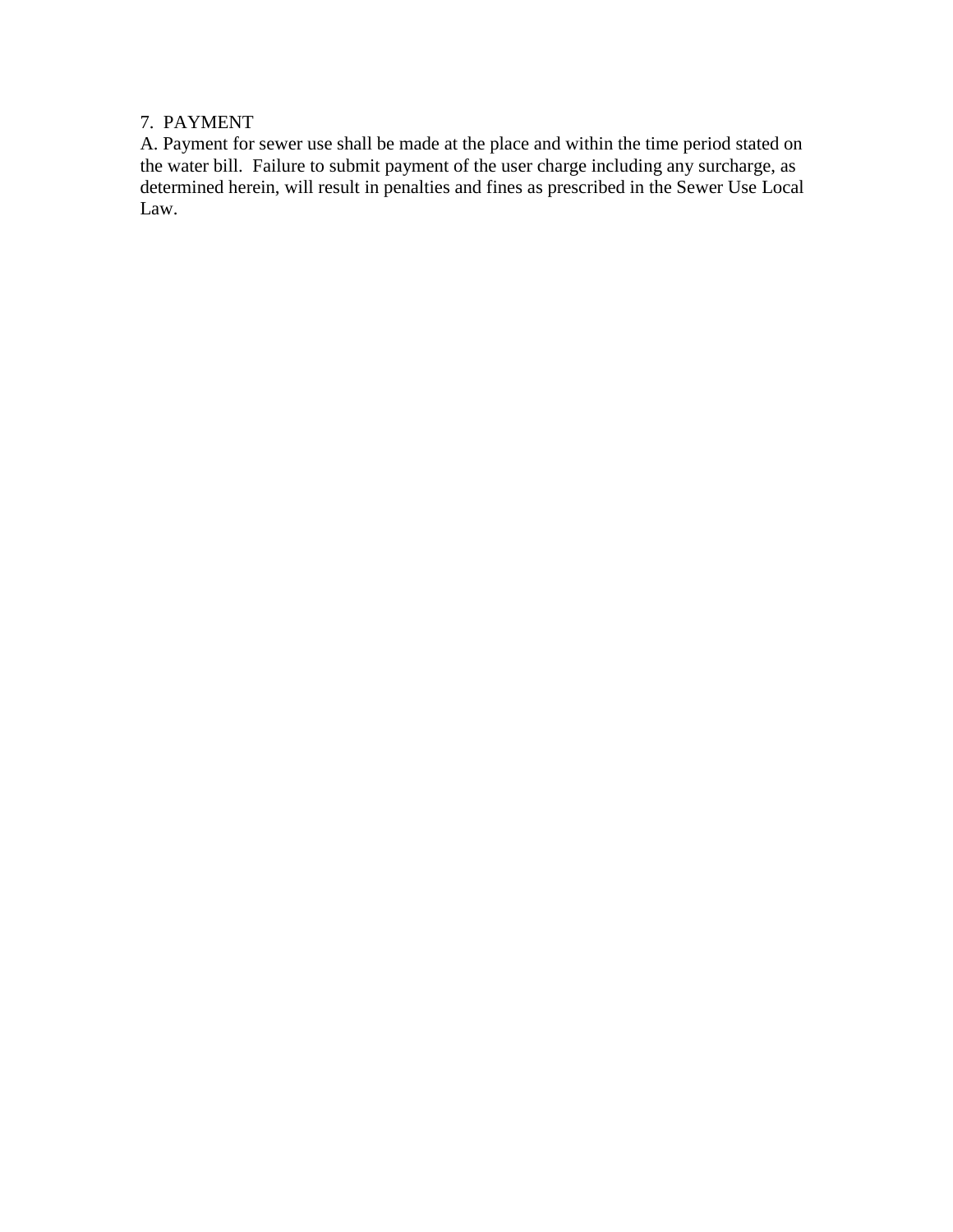## 7. PAYMENT

A. Payment for sewer use shall be made at the place and within the time period stated on the water bill. Failure to submit payment of the user charge including any surcharge, as determined herein, will result in penalties and fines as prescribed in the Sewer Use Local Law.